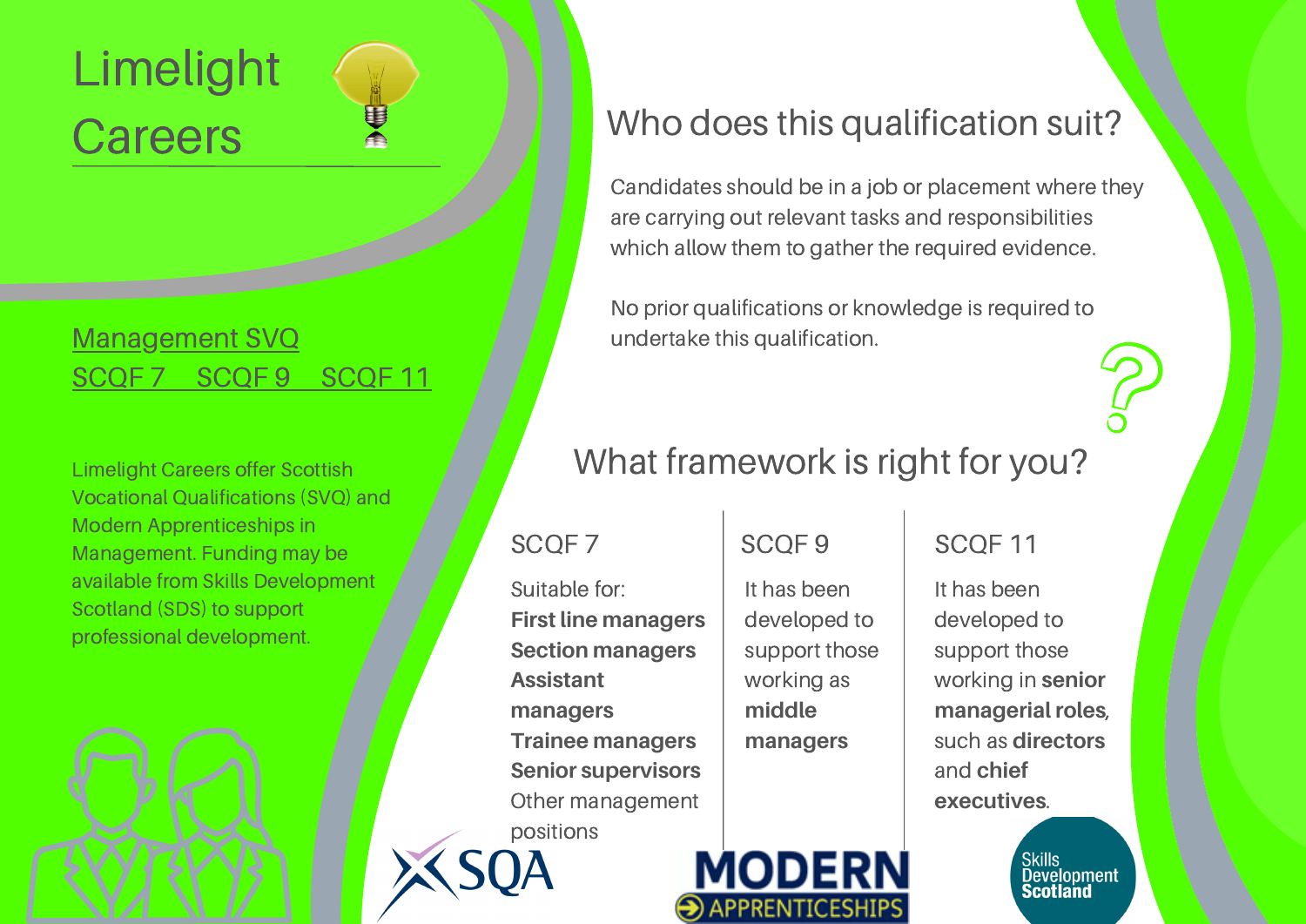# Limelight Careers

## Management SVQ

SCQF 7 SCQF 9 SCQF 11

Limelight Careers offer Scottish Vocational Qualifications (SVQ) and Modern Apprenticeships in Management. Funding may be available from Skills Development Scotland (SDS) to support professional development.

## Who does this qualification suit?

Candidates should be in a job or placement where they are carrying out relevant tasks and responsibilities which allow them to gather the required evidence.

No prior qualifications or knowledge is required to undertake this qualification.

## What framework is right for you?

### SCQF 7

Suitable for:

**First line managers**
**Section managers**
**Assistant managers**
**Trainee managers**
**Senior supervisors**
Other management positions

### SCQF 9

It has been developed to support those working as **middle managers**

### SCQF 11

It has been developed to support those working in **senior managerial roles**, such as **directors** and **chief executives**.

SQA

MODERN APPRENTICESHIPS

Skills Development Scotland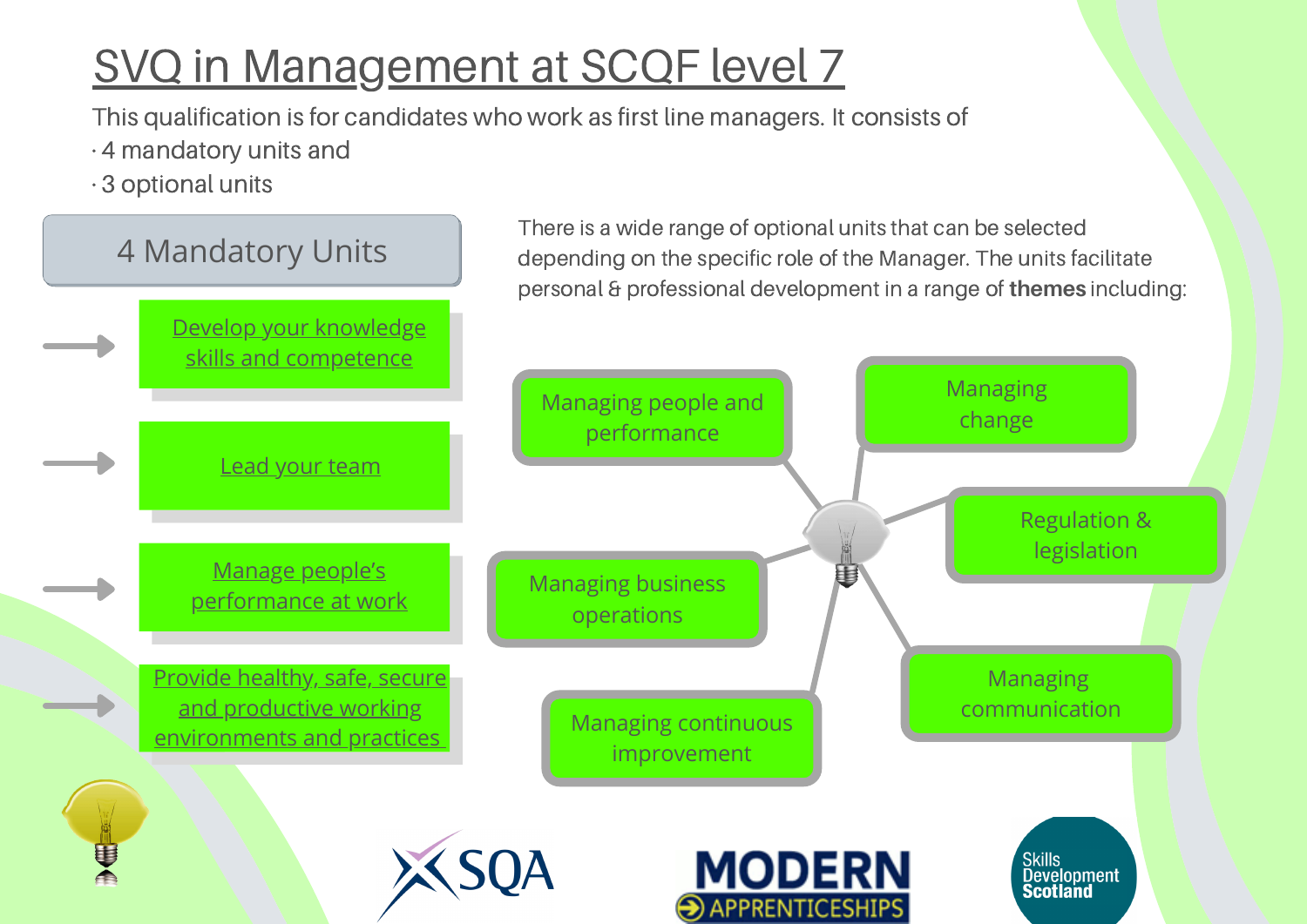# SVQ in Management at SCQF level 7

This qualification is for candidates who work as first line managers. It consists of

- 4 mandatory units and
- 3 optional units

## 4 Mandatory Units

- Develop your knowledge skills and competence
- Lead your team
- Manage people's performance at work
- Provide healthy, safe, secure and productive working environments and practices

There is a wide range of optional units that can be selected depending on the specific role of the Manager. The units facilitate personal & professional development in a range of **themes** including:

- Managing people and performance
- Managing change
- Regulation & legislation
- Managing business operations
- Managing communication
- Managing continuous improvement

SQA

MODERN APPRENTICESHIPS

Skills Development Scotland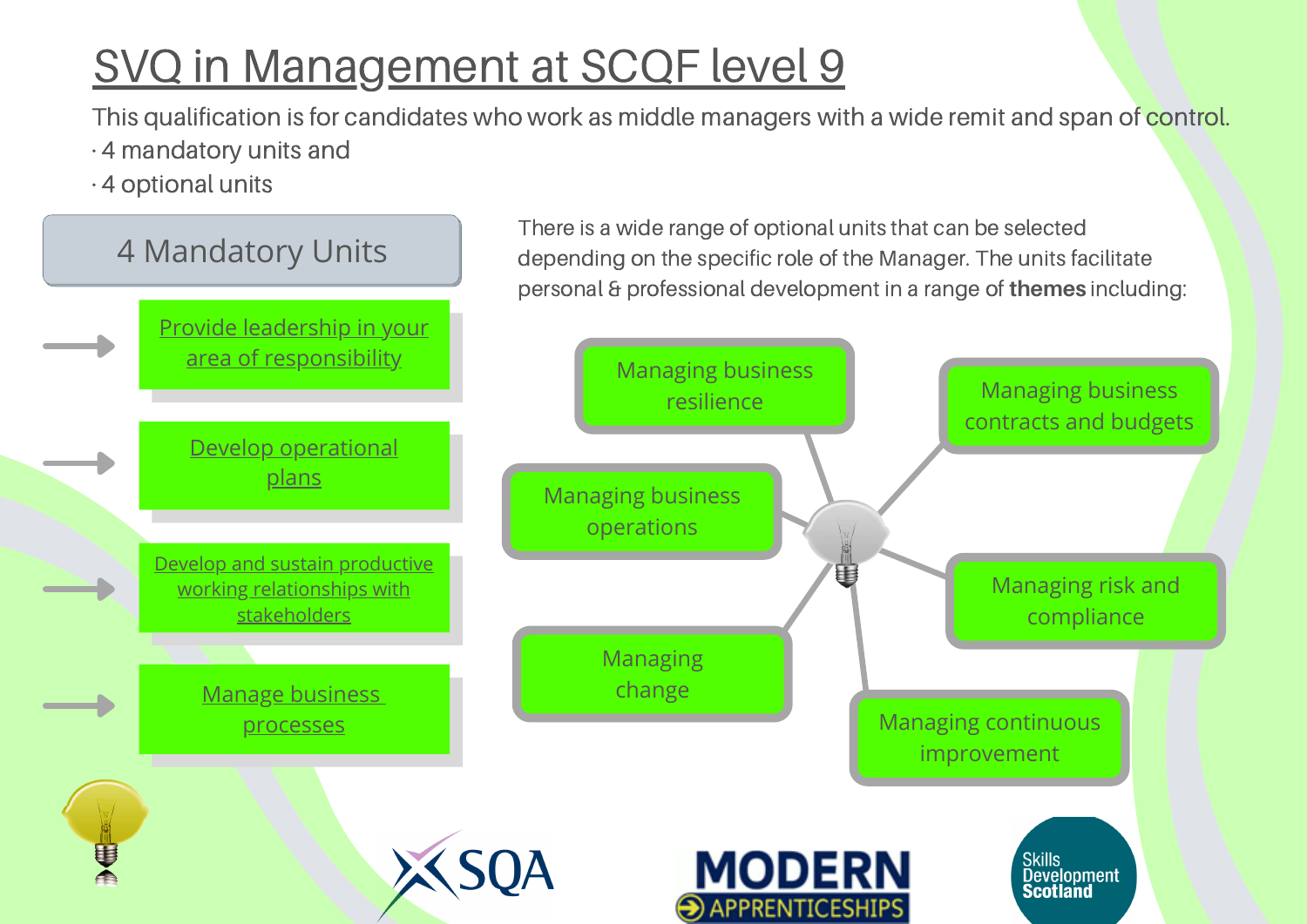# SVQ in Management at SCQF level 9

This qualification is for candidates who work as middle managers with a wide remit and span of control.

- 4 mandatory units and
- 4 optional units

## 4 Mandatory Units

- Provide leadership in your area of responsibility
- Develop operational plans
- Develop and sustain productive working relationships with stakeholders
- Manage business processes

There is a wide range of optional units that can be selected depending on the specific role of the Manager. The units facilitate personal & professional development in a range of **themes** including:

- Managing business resilience
- Managing business contracts and budgets
- Managing business operations
- Managing risk and compliance
- Managing change
- Managing continuous improvement

SQA

MODERN APPRENTICESHIPS

Skills Development Scotland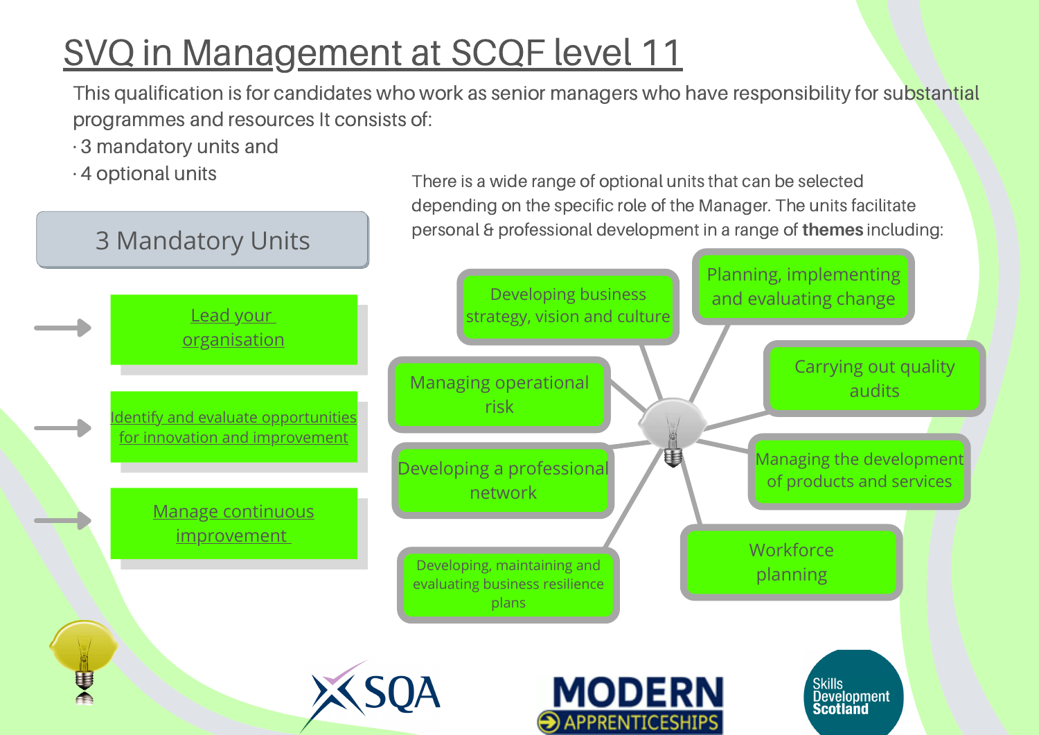# SVQ in Management at SCQF level 11

This qualification is for candidates who work as senior managers who have responsibility for substantial programmes and resources It consists of:

- 3 mandatory units and
- 4 optional units

## 3 Mandatory Units

- Lead your organisation
- Identify and evaluate opportunities for innovation and improvement
- Manage continuous improvement

There is a wide range of optional units that can be selected depending on the specific role of the Manager. The units facilitate personal & professional development in a range of **themes** including:

- Developing business strategy, vision and culture
- Planning, implementing and evaluating change
- Managing operational risk
- Carrying out quality audits
- Developing a professional network
- Managing the development of products and services
- Developing, maintaining and evaluating business resilience plans
- Workforce planning

SQA

MODERN APPRENTICESHIPS

Skills Development Scotland